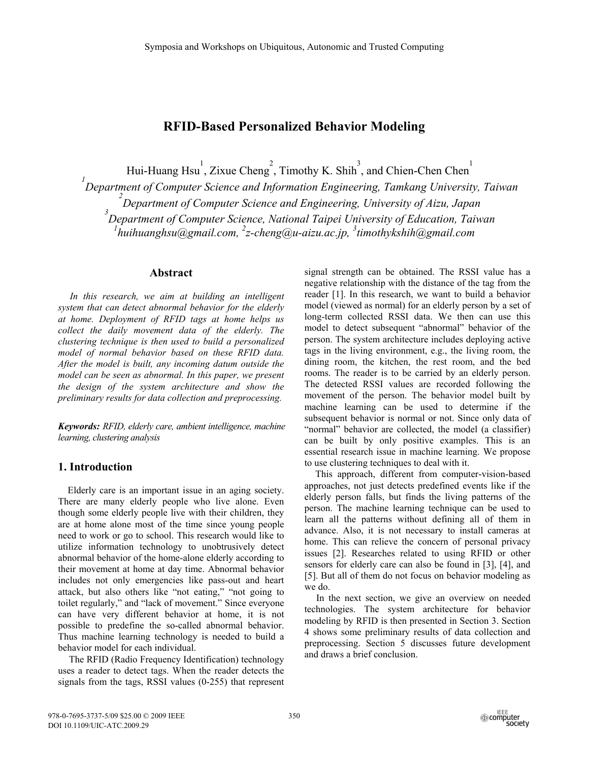# RFID-Based Personalized Behavior Modeling

Hui-Huang Hsu[1], Zixue Cheng[2], Timothy K. Shih[3], and Chien-Chen Chen[1]

[1] *Department of Computer Science and Information Engineering, Tamkang University, Taiwan*
[2] *Department of Computer Science and Engineering, University of Aizu, Japan*
[3] *Department of Computer Science, National Taipei University of Education, Taiwan*
[1]*huihuanghsu@gmail.com*, [2]*z-cheng@u-aizu.ac.jp*, [3]*timothykshih@gmail.com*

## Abstract

*In this research, we aim at building an intelligent system that can detect abnormal behavior for the elderly at home. Deployment of RFID tags at home helps us collect the daily movement data of the elderly. The clustering technique is then used to build a personalized model of normal behavior based on these RFID data. After the model is built, any incoming datum outside the model can be seen as abnormal. In this paper, we present the design of the system architecture and show the preliminary results for data collection and preprocessing.*

***Keywords:*** *RFID, elderly care, ambient intelligence, machine learning, clustering analysis*

## 1. Introduction

Elderly care is an important issue in an aging society. There are many elderly people who live alone. Even though some elderly people live with their children, they are at home alone most of the time since young people need to work or go to school. This research would like to utilize information technology to unobtrusively detect abnormal behavior of the home-alone elderly according to their movement at home at day time. Abnormal behavior includes not only emergencies like pass-out and heart attack, but also others like "not eating," "not going to toilet regularly," and "lack of movement." Since everyone can have very different behavior at home, it is not possible to predefine the so-called abnormal behavior. Thus machine learning technology is needed to build a behavior model for each individual.

The RFID (Radio Frequency Identification) technology uses a reader to detect tags. When the reader detects the signals from the tags, RSSI values (0-255) that represent signal strength can be obtained. The RSSI value has a negative relationship with the distance of the tag from the reader [1]. In this research, we want to build a behavior model (viewed as normal) for an elderly person by a set of long-term collected RSSI data. We then can use this model to detect subsequent "abnormal" behavior of the person. The system architecture includes deploying active tags in the living environment, e.g., the living room, the dining room, the kitchen, the rest room, and the bed rooms. The reader is to be carried by an elderly person. The detected RSSI values are recorded following the movement of the person. The behavior model built by machine learning can be used to determine if the subsequent behavior is normal or not. Since only data of "normal" behavior are collected, the model (a classifier) can be built by only positive examples. This is an essential research issue in machine learning. We propose to use clustering techniques to deal with it.

This approach, different from computer-vision-based approaches, not just detects predefined events like if the elderly person falls, but finds the living patterns of the person. The machine learning technique can be used to learn all the patterns without defining all of them in advance. Also, it is not necessary to install cameras at home. This can relieve the concern of personal privacy issues [2]. Researches related to using RFID or other sensors for elderly care can also be found in [3], [4], and [5]. But all of them do not focus on behavior modeling as we do.

In the next section, we give an overview on needed technologies. The system architecture for behavior modeling by RFID is then presented in Section 3. Section 4 shows some preliminary results of data collection and preprocessing. Section 5 discusses future development and draws a brief conclusion.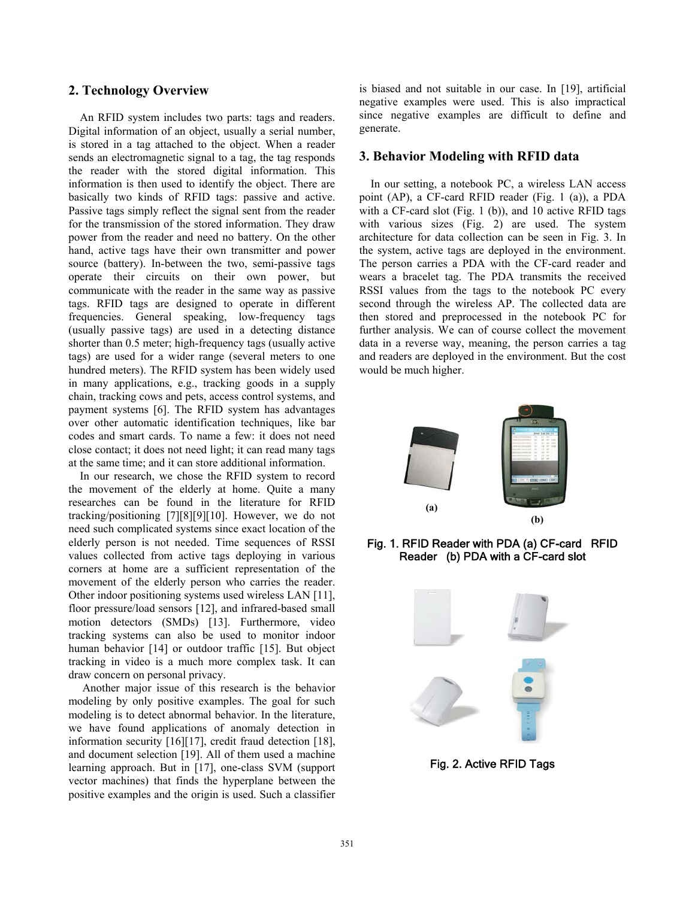## 2. Technology Overview

An RFID system includes two parts: tags and readers. Digital information of an object, usually a serial number, is stored in a tag attached to the object. When a reader sends an electromagnetic signal to a tag, the tag responds the reader with the stored digital information. This information is then used to identify the object. There are basically two kinds of RFID tags: passive and active. Passive tags simply reflect the signal sent from the reader for the transmission of the stored information. They draw power from the reader and need no battery. On the other hand, active tags have their own transmitter and power source (battery). In-between the two, semi-passive tags operate their circuits on their own power, but communicate with the reader in the same way as passive tags. RFID tags are designed to operate in different frequencies. General speaking, low-frequency tags (usually passive tags) are used in a detecting distance shorter than 0.5 meter; high-frequency tags (usually active tags) are used for a wider range (several meters to one hundred meters). The RFID system has been widely used in many applications, e.g., tracking goods in a supply chain, tracking cows and pets, access control systems, and payment systems [6]. The RFID system has advantages over other automatic identification techniques, like bar codes and smart cards. To name a few: it does not need close contact; it does not need light; it can read many tags at the same time; and it can store additional information.

In our research, we chose the RFID system to record the movement of the elderly at home. Quite a many researches can be found in the literature for RFID tracking/positioning [7][8][9][10]. However, we do not need such complicated systems since exact location of the elderly person is not needed. Time sequences of RSSI values collected from active tags deploying in various corners at home are a sufficient representation of the movement of the elderly person who carries the reader. Other indoor positioning systems used wireless LAN [11], floor pressure/load sensors [12], and infrared-based small motion detectors (SMDs) [13]. Furthermore, video tracking systems can also be used to monitor indoor human behavior [14] or outdoor traffic [15]. But object tracking in video is a much more complex task. It can draw concern on personal privacy.

Another major issue of this research is the behavior modeling by only positive examples. The goal for such modeling is to detect abnormal behavior. In the literature, we have found applications of anomaly detection in information security [16][17], credit fraud detection [18], and document selection [19]. All of them used a machine learning approach. But in [17], one-class SVM (support vector machines) that finds the hyperplane between the positive examples and the origin is used. Such a classifier is biased and not suitable in our case. In [19], artificial negative examples were used. This is also impractical since negative examples are difficult to define and generate.

## 3. Behavior Modeling with RFID data

In our setting, a notebook PC, a wireless LAN access point (AP), a CF-card RFID reader (Fig. 1 (a)), a PDA with a CF-card slot (Fig. 1 (b)), and 10 active RFID tags with various sizes (Fig. 2) are used. The system architecture for data collection can be seen in Fig. 3. In the system, active tags are deployed in the environment. The person carries a PDA with the CF-card reader and wears a bracelet tag. The PDA transmits the received RSSI values from the tags to the notebook PC every second through the wireless AP. The collected data are then stored and preprocessed in the notebook PC for further analysis. We can of course collect the movement data in a reverse way, meaning, the person carries a tag and readers are deployed in the environment. But the cost would be much higher.

(a)

(b)

Fig. 1. RFID Reader with PDA (a) CF-card RFID Reader (b) PDA with a CF-card slot

Fig. 2. Active RFID Tags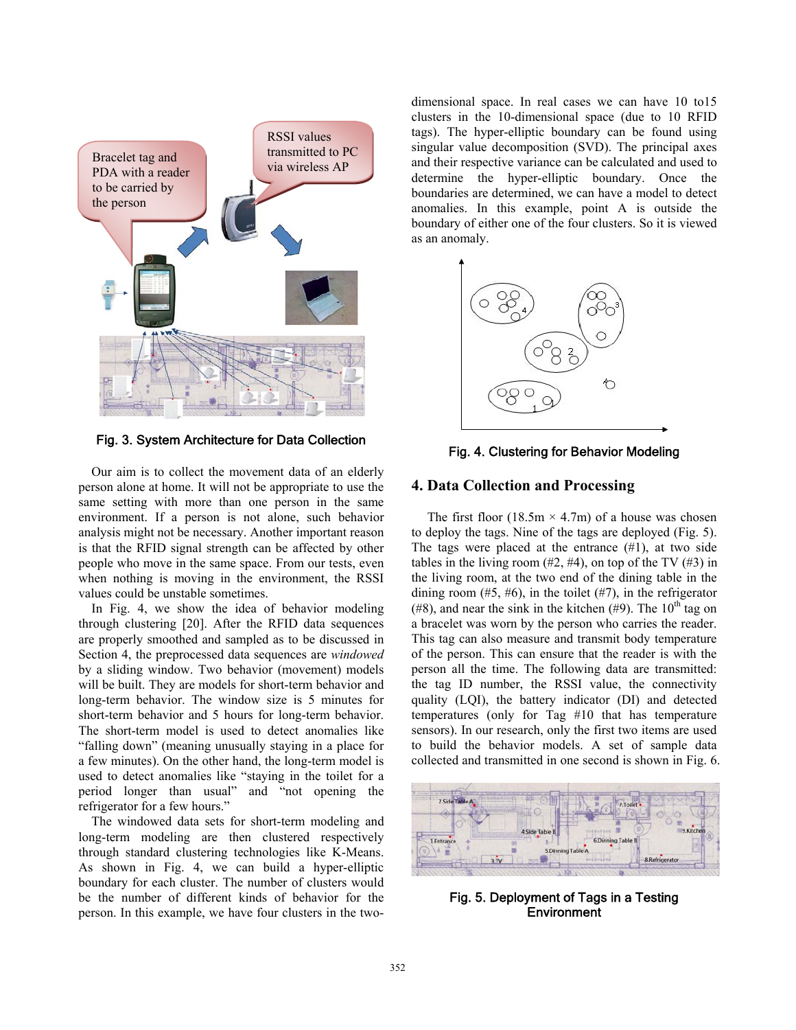Fig. 3. System Architecture for Data Collection

Our aim is to collect the movement data of an elderly person alone at home. It will not be appropriate to use the same setting with more than one person in the same environment. If a person is not alone, such behavior analysis might not be necessary. Another important reason is that the RFID signal strength can be affected by other people who move in the same space. From our tests, even when nothing is moving in the environment, the RSSI values could be unstable sometimes.

In Fig. 4, we show the idea of behavior modeling through clustering [20]. After the RFID data sequences are properly smoothed and sampled as to be discussed in Section 4, the preprocessed data sequences are *windowed* by a sliding window. Two behavior (movement) models will be built. They are models for short-term behavior and long-term behavior. The window size is 5 minutes for short-term behavior and 5 hours for long-term behavior. The short-term model is used to detect anomalies like "falling down" (meaning unusually staying in a place for a few minutes). On the other hand, the long-term model is used to detect anomalies like "staying in the toilet for a period longer than usual" and "not opening the refrigerator for a few hours."

The windowed data sets for short-term modeling and long-term modeling are then clustered respectively through standard clustering technologies like K-Means. As shown in Fig. 4, we can build a hyper-elliptic boundary for each cluster. The number of clusters would be the number of different kinds of behavior for the person. In this example, we have four clusters in the two-dimensional space. In real cases we can have 10 to15 clusters in the 10-dimensional space (due to 10 RFID tags). The hyper-elliptic boundary can be found using singular value decomposition (SVD). The principal axes and their respective variance can be calculated and used to determine the hyper-elliptic boundary. Once the boundaries are determined, we can have a model to detect anomalies. In this example, point A is outside the boundary of either one of the four clusters. So it is viewed as an anomaly.

Fig. 4. Clustering for Behavior Modeling

## 4. Data Collection and Processing

The first floor (18.5m × 4.7m) of a house was chosen to deploy the tags. Nine of the tags are deployed (Fig. 5). The tags were placed at the entrance (#1), at two side tables in the living room (#2, #4), on top of the TV (#3) in the living room, at the two end of the dining table in the dining room (#5, #6), in the toilet (#7), in the refrigerator (#8), and near the sink in the kitchen (#9). The 10$^{th}$ tag on a bracelet was worn by the person who carries the reader. This tag can also measure and transmit body temperature of the person. This can ensure that the reader is with the person all the time. The following data are transmitted: the tag ID number, the RSSI value, the connectivity quality (LQI), the battery indicator (DI) and detected temperatures (only for Tag #10 that has temperature sensors). In our research, only the first two items are used to build the behavior models. A set of sample data collected and transmitted in one second is shown in Fig. 6.

Fig. 5. Deployment of Tags in a Testing Environment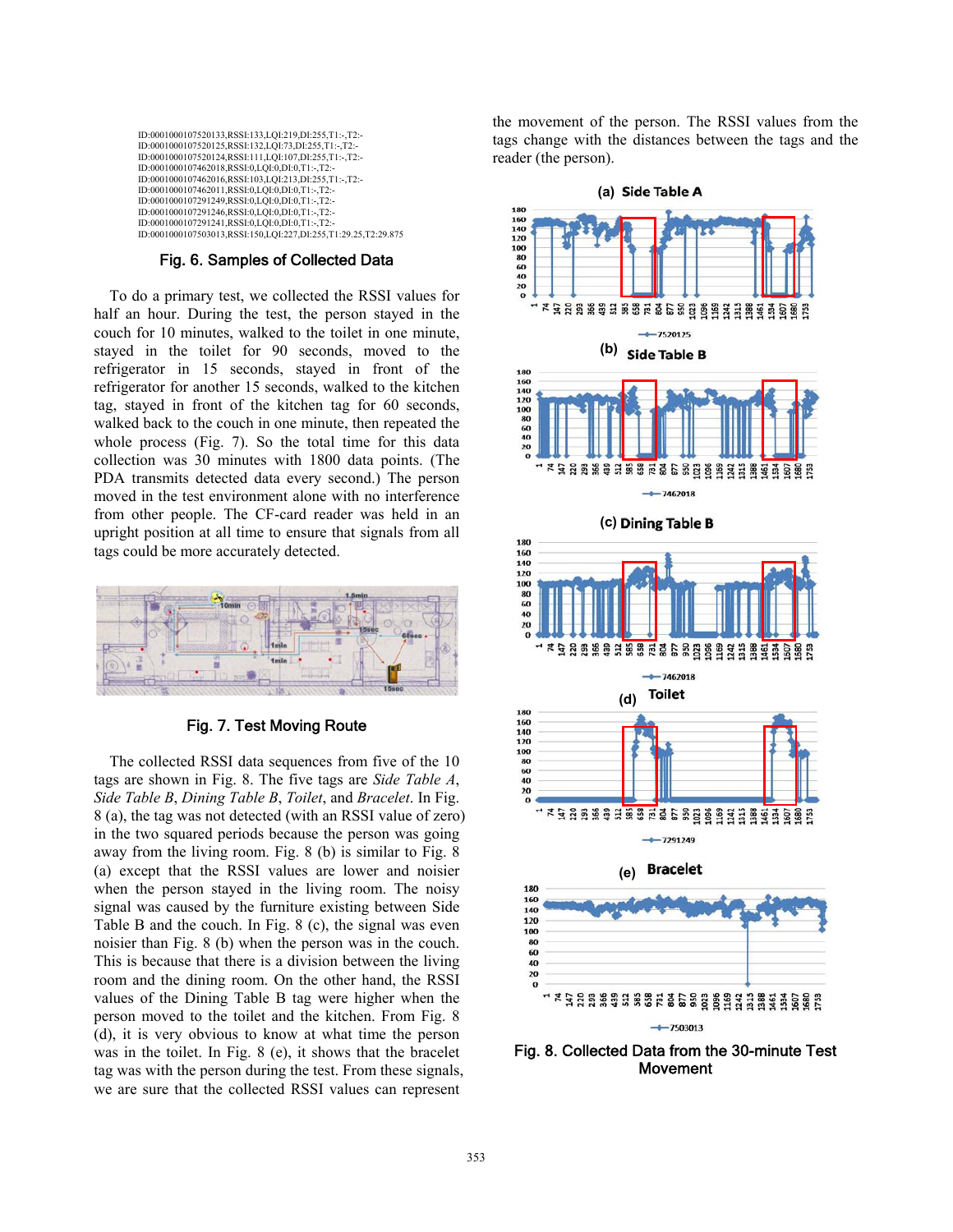```
ID:0001000107520133,RSSI:133,LQI:219,DI:255,T1:-,T2:-
ID:0001000107520125,RSSI:132,LQI:73,DI:255,T1:-,T2:-
ID:0001000107520124,RSSI:111,LQI:107,DI:255,T1:-,T2:-
ID:0001000107462018,RSSI:0,LQI:0,DI:0,T1:-,T2:-
ID:0001000107462016,RSSI:103,LQI:213,DI:255,T1:-,T2:-
ID:0001000107462011,RSSI:0,LQI:0,DI:0,T1:-,T2:-
ID:0001000107291249,RSSI:0,LQI:0,DI:0,T1:-,T2:-
ID:0001000107291246,RSSI:0,LQI:0,DI:0,T1:-,T2:-
ID:0001000107291241,RSSI:0,LQI:0,DI:0,T1:-,T2:-
ID:0001000107503013,RSSI:150,LQI:227,DI:255,T1:29.25,T2:29.875
```

**Fig. 6. Samples of Collected Data**

To do a primary test, we collected the RSSI values for half an hour. During the test, the person stayed in the couch for 10 minutes, walked to the toilet in one minute, stayed in the toilet for 90 seconds, moved to the refrigerator in 15 seconds, stayed in front of the refrigerator for another 15 seconds, walked to the kitchen tag, stayed in front of the kitchen tag for 60 seconds, walked back to the couch in one minute, then repeated the whole process (Fig. 7). So the total time for this data collection was 30 minutes with 1800 data points. (The PDA transmits detected data every second.) The person moved in the test environment alone with no interference from other people. The CF-card reader was held in an upright position at all time to ensure that signals from all tags could be more accurately detected.

**Fig. 7. Test Moving Route**

The collected RSSI data sequences from five of the 10 tags are shown in Fig. 8. The five tags are *Side Table A*, *Side Table B*, *Dining Table B*, *Toilet*, and *Bracelet*. In Fig. 8 (a), the tag was not detected (with an RSSI value of zero) in the two squared periods because the person was going away from the living room. Fig. 8 (b) is similar to Fig. 8 (a) except that the RSSI values are lower and noisier when the person stayed in the living room. The noisy signal was caused by the furniture existing between Side Table B and the couch. In Fig. 8 (c), the signal was even noisier than Fig. 8 (b) when the person was in the couch. This is because that there is a division between the living room and the dining room. On the other hand, the RSSI values of the Dining Table B tag were higher when the person moved to the toilet and the kitchen. From Fig. 8 (d), it is very obvious to know at what time the person was in the toilet. In Fig. 8 (e), it shows that the bracelet tag was with the person during the test. From these signals, we are sure that the collected RSSI values can represent the movement of the person. The RSSI values from the tags change with the distances between the tags and the reader (the person).

**Fig. 8. Collected Data from the 30-minute Test Movement**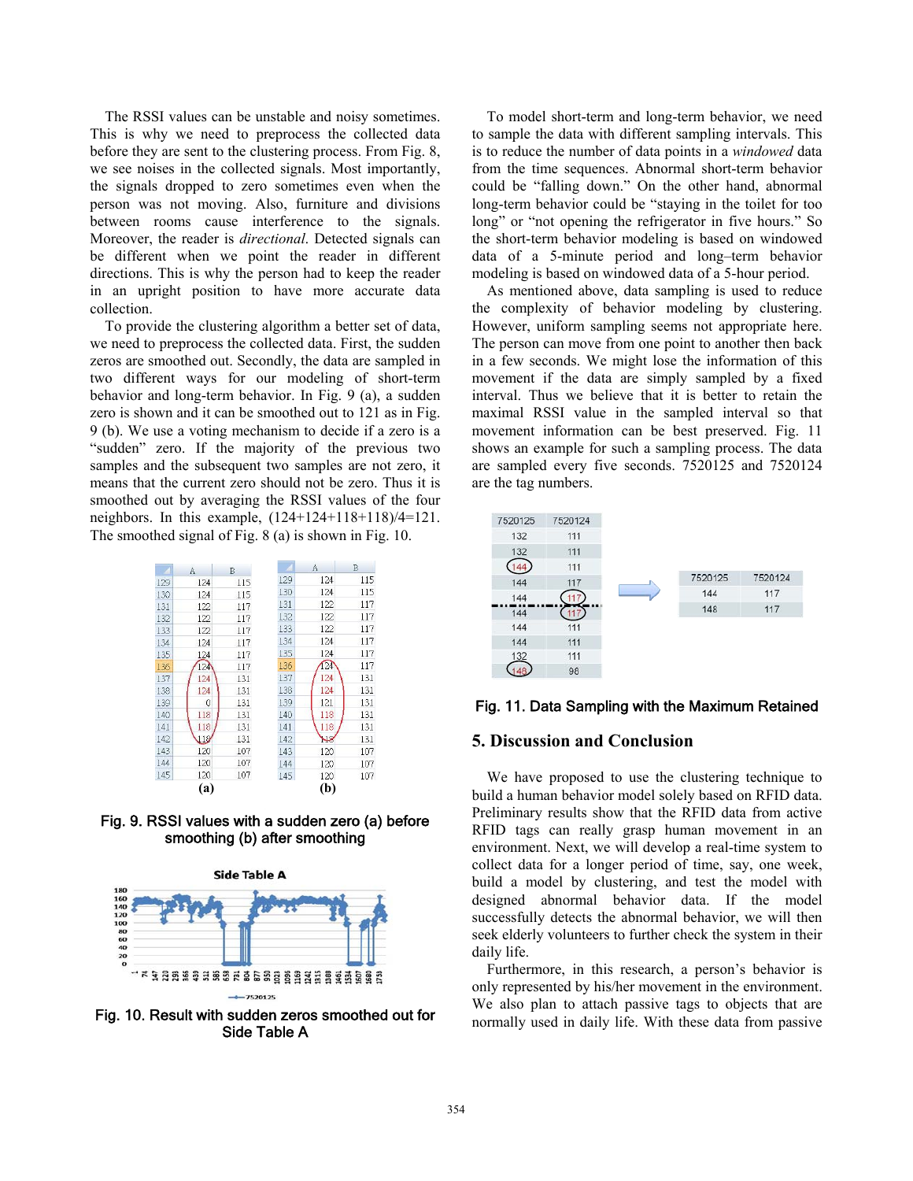The RSSI values can be unstable and noisy sometimes. This is why we need to preprocess the collected data before they are sent to the clustering process. From Fig. 8, we see noises in the collected signals. Most importantly, the signals dropped to zero sometimes even when the person was not moving. Also, furniture and divisions between rooms cause interference to the signals. Moreover, the reader is *directional*. Detected signals can be different when we point the reader in different directions. This is why the person had to keep the reader in an upright position to have more accurate data collection.

To provide the clustering algorithm a better set of data, we need to preprocess the collected data. First, the sudden zeros are smoothed out. Secondly, the data are sampled in two different ways for our modeling of short-term behavior and long-term behavior. In Fig. 9 (a), a sudden zero is shown and it can be smoothed out to 121 as in Fig. 9 (b). We use a voting mechanism to decide if a zero is a "sudden" zero. If the majority of the previous two samples and the subsequent two samples are not zero, it means that the current zero should not be zero. Thus it is smoothed out by averaging the RSSI values of the four neighbors. In this example, (124+124+118+118)/4=121. The smoothed signal of Fig. 8 (a) is shown in Fig. 10.

(a)

| | A | B |
|---|---|---|
| 129 | 124 | 115 |
| 130 | 124 | 115 |
| 131 | 122 | 117 |
| 132 | 122 | 117 |
| 133 | 122 | 117 |
| 134 | 124 | 117 |
| 135 | 124 | 117 |
| 136 | 124 | 117 |
| 137 | 124 | 131 |
| 138 | 124 | 131 |
| 139 | 0 | 131 |
| 140 | 118 | 131 |
| 141 | 118 | 131 |
| 142 | 118 | 131 |
| 143 | 120 | 107 |
| 144 | 120 | 107 |
| 145 | 120 | 107 |

(b)

| | A | B |
|---|---|---|
| 129 | 124 | 115 |
| 130 | 124 | 115 |
| 131 | 122 | 117 |
| 132 | 122 | 117 |
| 133 | 122 | 117 |
| 134 | 124 | 117 |
| 135 | 124 | 117 |
| 136 | 124 | 117 |
| 137 | 124 | 131 |
| 138 | 124 | 131 |
| 139 | 121 | 131 |
| 140 | 118 | 131 |
| 141 | 118 | 131 |
| 142 | 118 | 131 |
| 143 | 120 | 107 |
| 144 | 120 | 107 |
| 145 | 120 | 107 |

Fig. 9. RSSI values with a sudden zero (a) before smoothing (b) after smoothing

Fig. 10. Result with sudden zeros smoothed out for Side Table A

To model short-term and long-term behavior, we need to sample the data with different sampling intervals. This is to reduce the number of data points in a *windowed* data from the time sequences. Abnormal short-term behavior could be "falling down." On the other hand, abnormal long-term behavior could be "staying in the toilet for too long" or "not opening the refrigerator in five hours." So the short-term behavior modeling is based on windowed data of a 5-minute period and long–term behavior modeling is based on windowed data of a 5-hour period.

As mentioned above, data sampling is used to reduce the complexity of behavior modeling by clustering. However, uniform sampling seems not appropriate here. The person can move from one point to another then back in a few seconds. We might lose the information of this movement if the data are simply sampled by a fixed interval. Thus we believe that it is better to retain the maximal RSSI value in the sampled interval so that movement information can be best preserved. Fig. 11 shows an example for such a sampling process. The data are sampled every five seconds. 7520125 and 7520124 are the tag numbers.

| 7520125 | 7520124 |
|---|---|
| 132 | 111 |
| 132 | 111 |
| 144 | 111 |
| 144 | 117 |
| 144 | 117 |
| 144 | 117 |
| 144 | 111 |
| 144 | 111 |
| 132 | 111 |
| 148 | 98 |

| 7520125 | 7520124 |
|---|---|
| 144 | 117 |
| 148 | 117 |

Fig. 11. Data Sampling with the Maximum Retained

## 5. Discussion and Conclusion

We have proposed to use the clustering technique to build a human behavior model solely based on RFID data. Preliminary results show that the RFID data from active RFID tags can really grasp human movement in an environment. Next, we will develop a real-time system to collect data for a longer period of time, say, one week, build a model by clustering, and test the model with designed abnormal behavior data. If the model successfully detects the abnormal behavior, we will then seek elderly volunteers to further check the system in their daily life.

Furthermore, in this research, a person's behavior is only represented by his/her movement in the environment. We also plan to attach passive tags to objects that are normally used in daily life. With these data from passive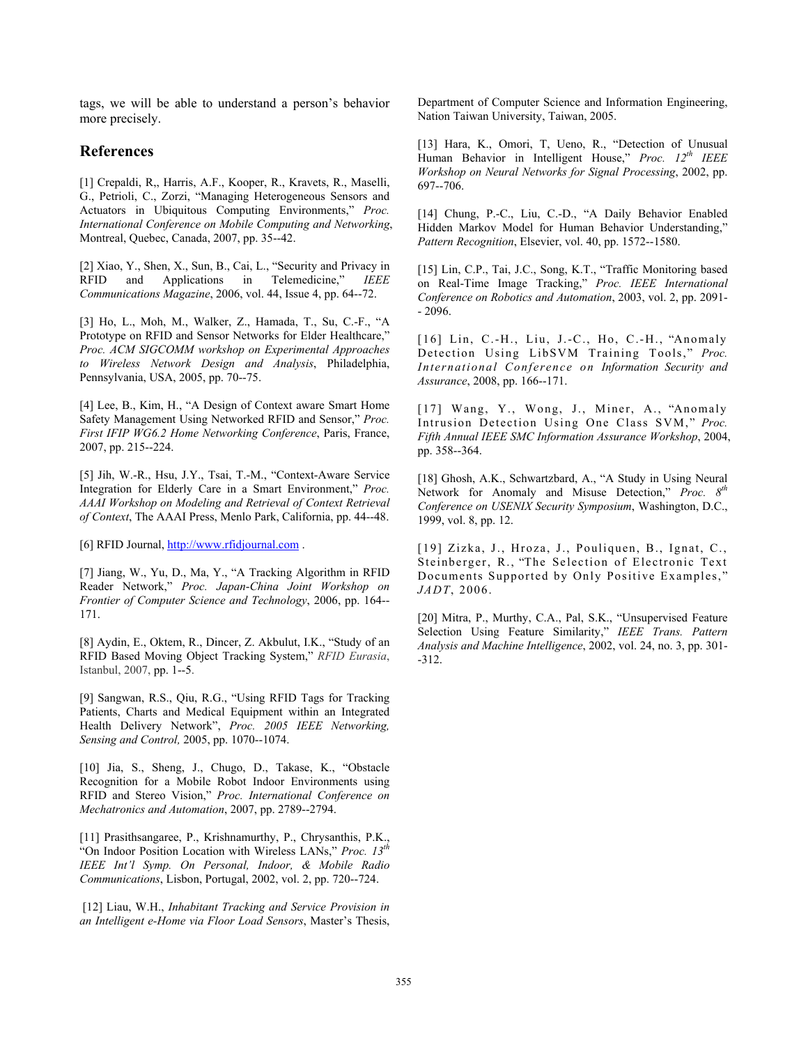tags, we will be able to understand a person's behavior more precisely.

## References

[1] Crepaldi, R,, Harris, A.F., Kooper, R., Kravets, R., Maselli, G., Petrioli, C., Zorzi, "Managing Heterogeneous Sensors and Actuators in Ubiquitous Computing Environments," *Proc. International Conference on Mobile Computing and Networking*, Montreal, Quebec, Canada, 2007, pp. 35--42.

[2] Xiao, Y., Shen, X., Sun, B., Cai, L., "Security and Privacy in RFID and Applications in Telemedicine," *IEEE Communications Magazine*, 2006, vol. 44, Issue 4, pp. 64--72.

[3] Ho, L., Moh, M., Walker, Z., Hamada, T., Su, C.-F., "A Prototype on RFID and Sensor Networks for Elder Healthcare," *Proc. ACM SIGCOMM workshop on Experimental Approaches to Wireless Network Design and Analysis*, Philadelphia, Pennsylvania, USA, 2005, pp. 70--75.

[4] Lee, B., Kim, H., "A Design of Context aware Smart Home Safety Management Using Networked RFID and Sensor," *Proc. First IFIP WG6.2 Home Networking Conference*, Paris, France, 2007, pp. 215--224.

[5] Jih, W.-R., Hsu, J.Y., Tsai, T.-M., "Context-Aware Service Integration for Elderly Care in a Smart Environment," *Proc. AAAI Workshop on Modeling and Retrieval of Context Retrieval of Context*, The AAAI Press, Menlo Park, California, pp. 44--48.

[6] RFID Journal, http://www.rfidjournal.com .

[7] Jiang, W., Yu, D., Ma, Y., "A Tracking Algorithm in RFID Reader Network," *Proc. Japan-China Joint Workshop on Frontier of Computer Science and Technology*, 2006, pp. 164--171.

[8] Aydin, E., Oktem, R., Dincer, Z. Akbulut, I.K., "Study of an RFID Based Moving Object Tracking System," *RFID Eurasia*, Istanbul, 2007, pp. 1--5.

[9] Sangwan, R.S., Qiu, R.G., "Using RFID Tags for Tracking Patients, Charts and Medical Equipment within an Integrated Health Delivery Network", *Proc. 2005 IEEE Networking, Sensing and Control,* 2005, pp. 1070--1074.

[10] Jia, S., Sheng, J., Chugo, D., Takase, K., "Obstacle Recognition for a Mobile Robot Indoor Environments using RFID and Stereo Vision," *Proc. International Conference on Mechatronics and Automation*, 2007, pp. 2789--2794.

[11] Prasithsangaree, P., Krishnamurthy, P., Chrysanthis, P.K., "On Indoor Position Location with Wireless LANs," *Proc. 13th IEEE Int'l Symp. On Personal, Indoor, & Mobile Radio Communications*, Lisbon, Portugal, 2002, vol. 2, pp. 720--724.

[12] Liau, W.H., *Inhabitant Tracking and Service Provision in an Intelligent e-Home via Floor Load Sensors*, Master's Thesis, Department of Computer Science and Information Engineering, Nation Taiwan University, Taiwan, 2005.

[13] Hara, K., Omori, T, Ueno, R., "Detection of Unusual Human Behavior in Intelligent House," *Proc. 12th IEEE Workshop on Neural Networks for Signal Processing*, 2002, pp. 697--706.

[14] Chung, P.-C., Liu, C.-D., "A Daily Behavior Enabled Hidden Markov Model for Human Behavior Understanding," *Pattern Recognition*, Elsevier, vol. 40, pp. 1572--1580.

[15] Lin, C.P., Tai, J.C., Song, K.T., "Traffic Monitoring based on Real-Time Image Tracking," *Proc. IEEE International Conference on Robotics and Automation*, 2003, vol. 2, pp. 2091--2096.

[16] Lin, C.-H., Liu, J.-C., Ho, C.-H., "Anomaly Detection Using LibSVM Training Tools," *Proc. International Conference on Information Security and Assurance*, 2008, pp. 166--171.

[17] Wang, Y., Wong, J., Miner, A., "Anomaly Intrusion Detection Using One Class SVM," *Proc. Fifth Annual IEEE SMC Information Assurance Workshop*, 2004, pp. 358--364.

[18] Ghosh, A.K., Schwartzbard, A., "A Study in Using Neural Network for Anomaly and Misuse Detection," *Proc. 8th Conference on USENIX Security Symposium*, Washington, D.C., 1999, vol. 8, pp. 12.

[19] Zizka, J., Hroza, J., Pouliquen, B., Ignat, C., Steinberger, R., "The Selection of Electronic Text Documents Supported by Only Positive Examples," *JADT*, 2006.

[20] Mitra, P., Murthy, C.A., Pal, S.K., "Unsupervised Feature Selection Using Feature Similarity," *IEEE Trans. Pattern Analysis and Machine Intelligence*, 2002, vol. 24, no. 3, pp. 301--312.